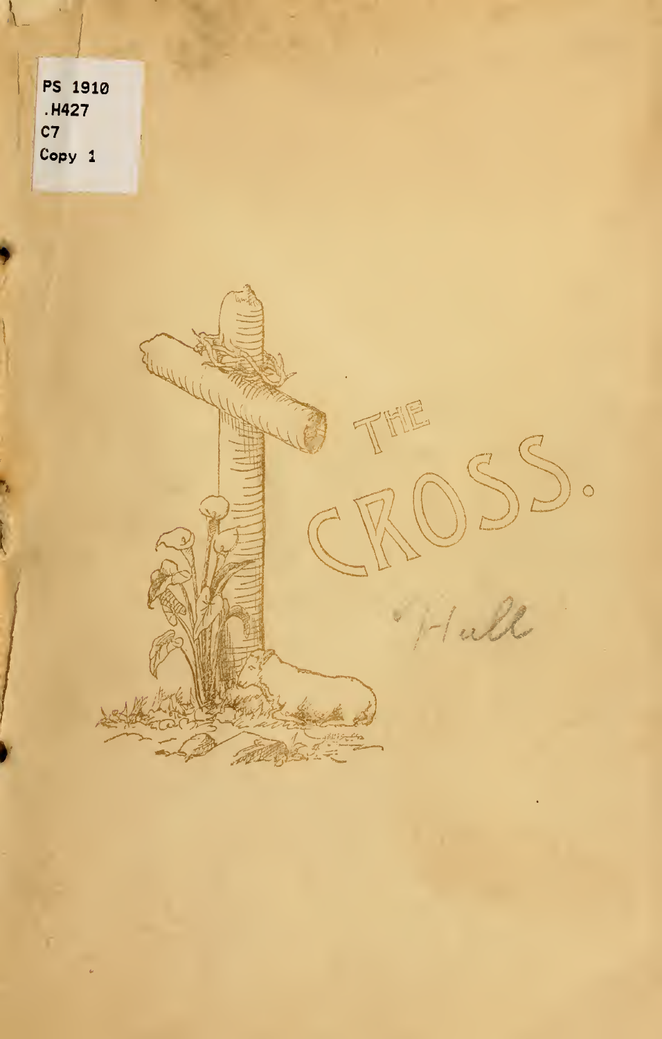PS 1910
.H427
C7
Copy 1

# THE CROSS.

Hull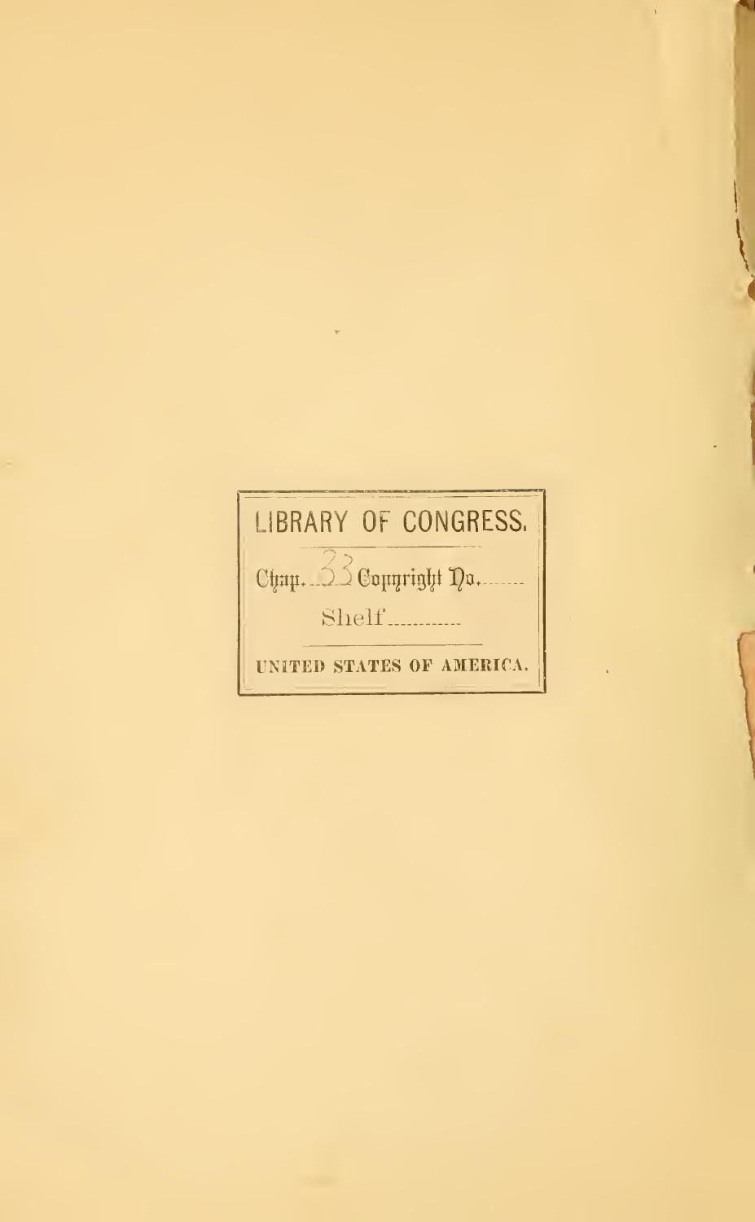LIBRARY OF CONGRESS.

Chap. 33 Copyright No.......

Shelf..........

UNITED STATES OF AMERICA.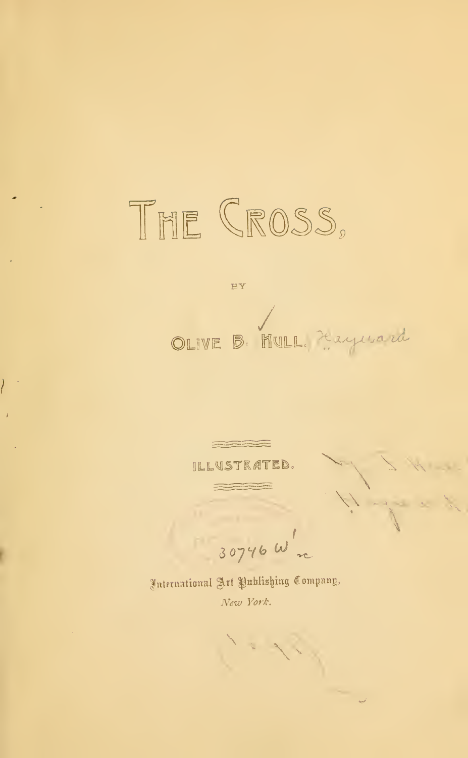# THE CROSS,

BY

OLIVE B. HULL. Hayward

ILLUSTRATED.

30746 W

International Art Publishing Company,

*New York.*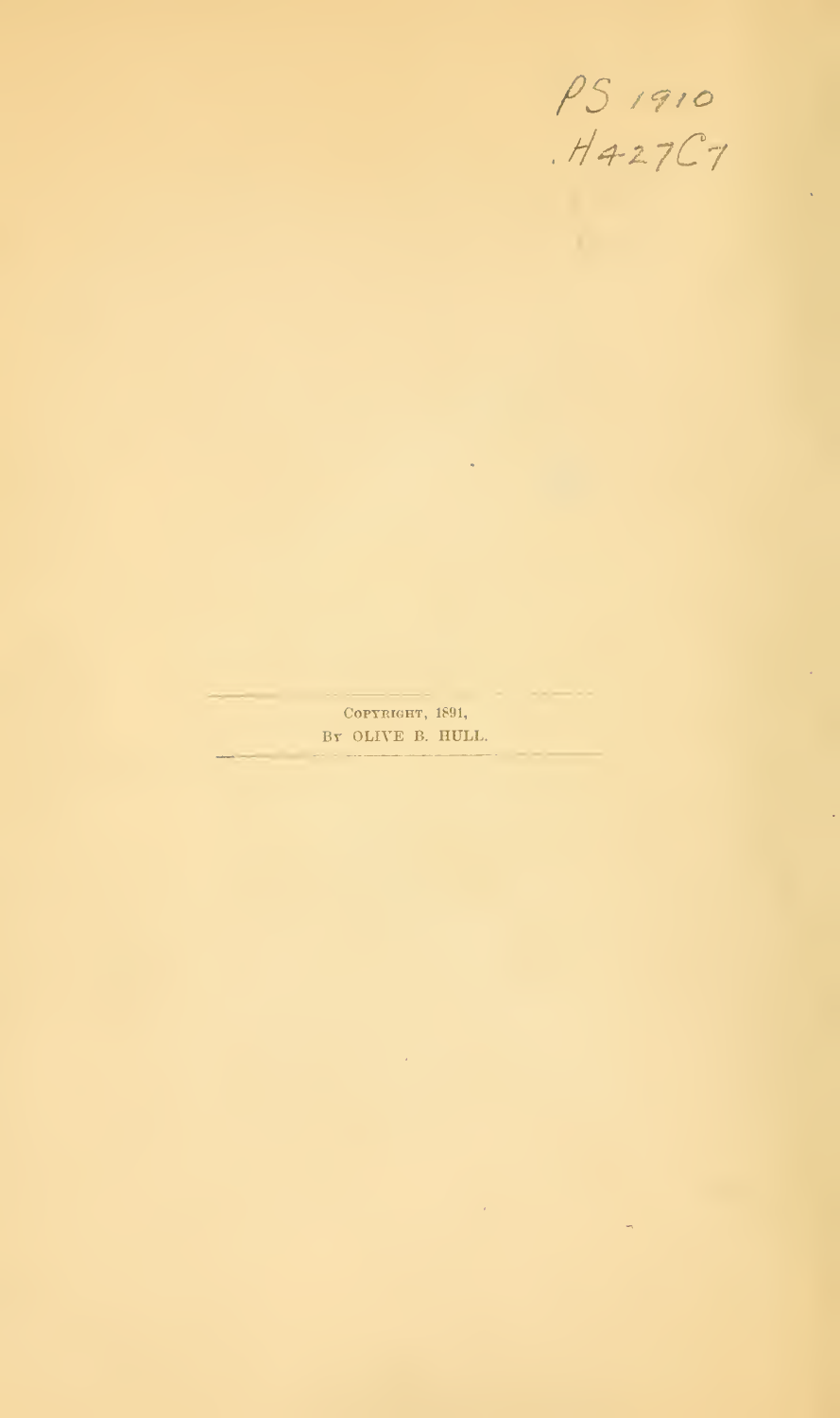PS 1910
.H427C7

COPYRIGHT, 1891,
BY OLIVE B. HULL.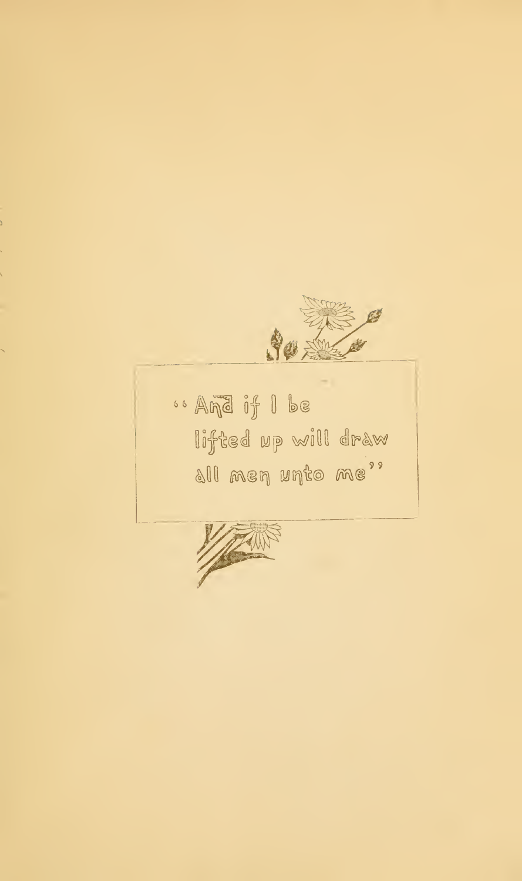"And if I be
lifted up will draw
all men unto me"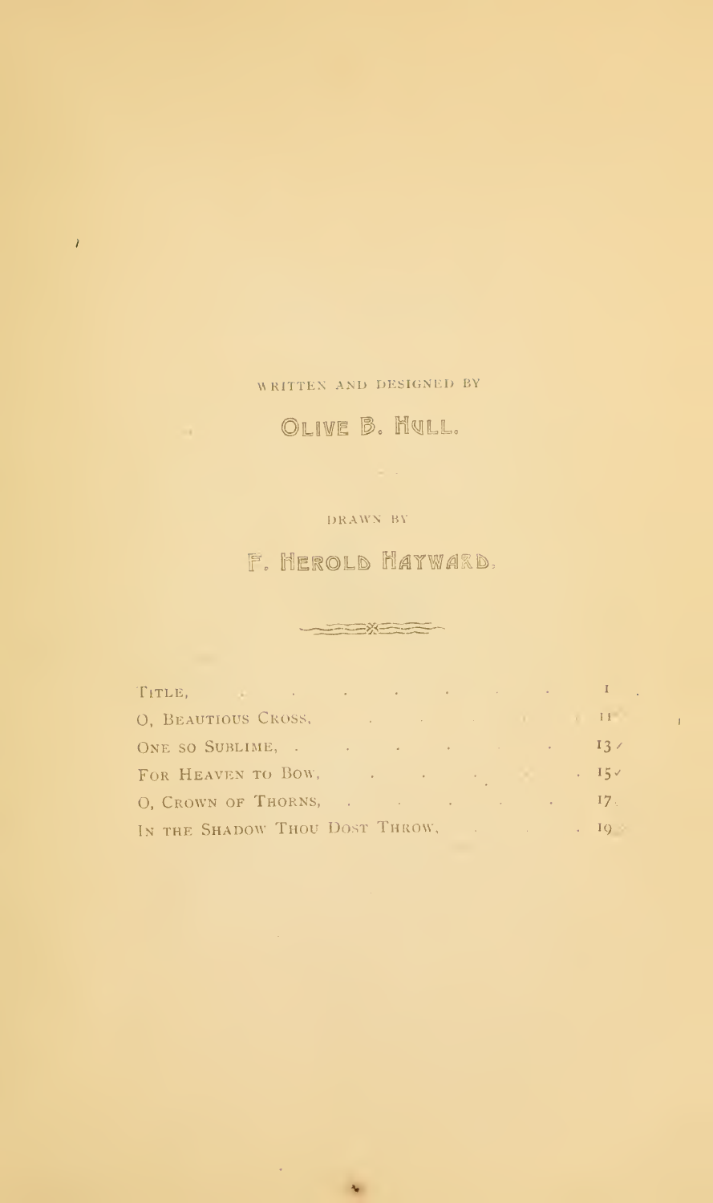WRITTEN AND DESIGNED BY

## OLIVE B. HULL.

DRAWN BY

## F. HEROLD HAYWARD.

| | |
|---|---|
| TITLE, | 1 |
| O, BEAUTIOUS CROSS, | 11 |
| ONE SO SUBLIME, | 13 |
| FOR HEAVEN TO BOW, | 15 |
| O, CROWN OF THORNS, | 17 |
| IN THE SHADOW THOU DOST THROW, | 19 |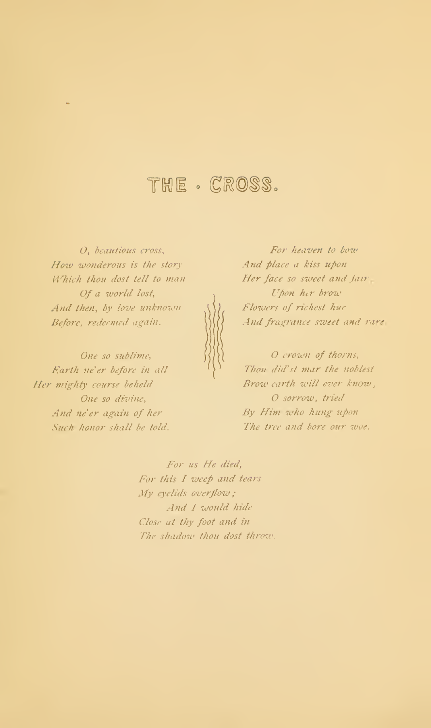# THE · CROSS.

*O, beautious cross,*
*How wonderous is the story*
*Which thou dost tell to man*
*Of a world lost,*
*And then, by love unknown*
*Before, redeemed again.*

*One so sublime,*
*Earth ne'er before in all*
*Her mighty course beheld*
*One so divine,*
*And ne'er again of her*
*Such honor shall be told.*

*For heaven to bow*
*And place a kiss upon*
*Her face so sweet and fair.*
*Upon her brow*
*Flowers of richest hue*
*And fragrance sweet and rare.*

*O crown of thorns,*
*Thou did'st mar the noblest*
*Brow earth will ever know,*
*O sorrow, tried*
*By Him who hung upon*
*The tree and bore our woe.*

*For us He died,*
*For this I weep and tears*
*My eyelids overflow;*
*And I would hide*
*Close at thy foot and in*
*The shadow thou dost throw.*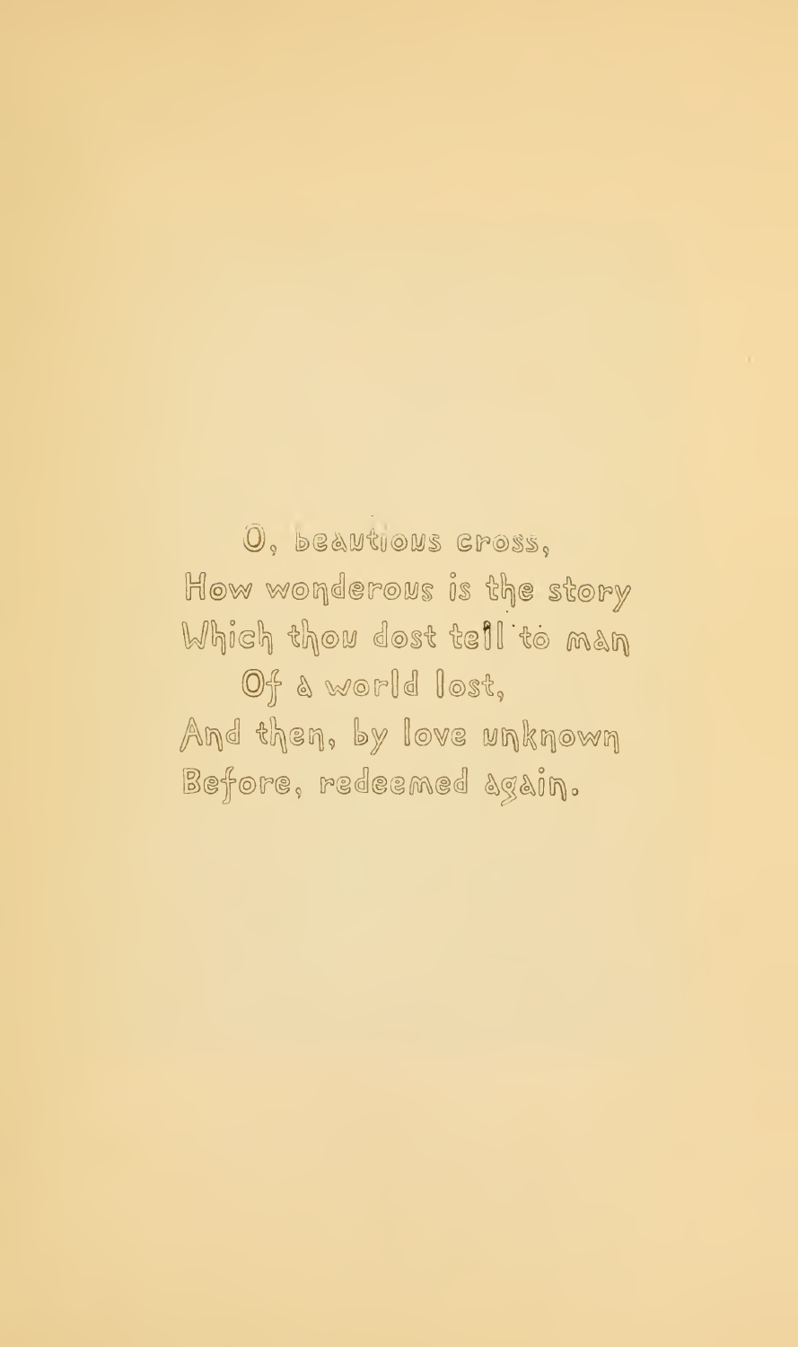O, beautious cross,  
How wonderous is the story  
Which thou dost tell to man  
Of a world lost,  
And then, by love unknown  
Before, redeemed again.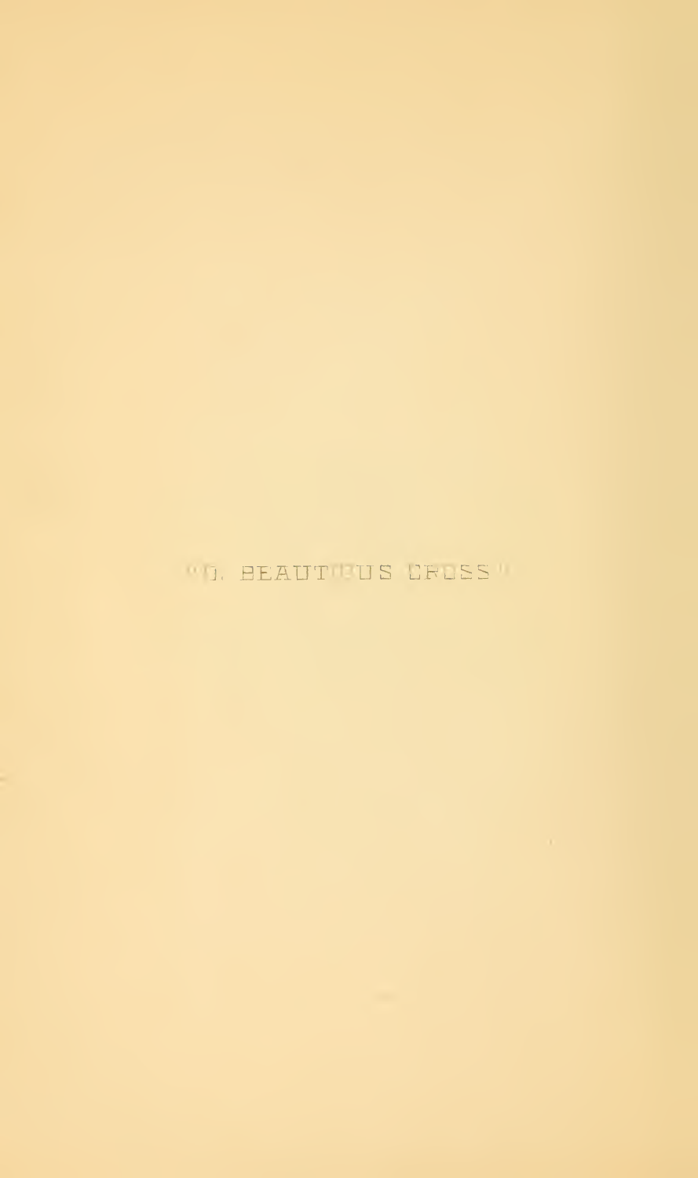"O, BEAUTEOUS CROSS"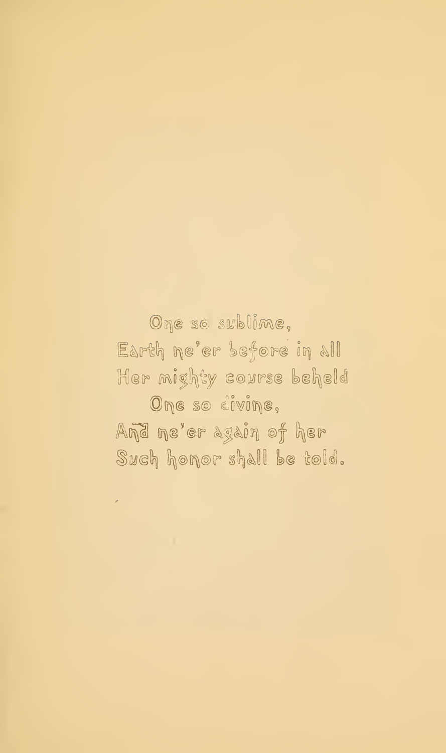One so sublime,  
Earth ne'er before in all  
Her mighty course beheld  
One so divine,  
And ne'er again of her  
Such honor shall be told.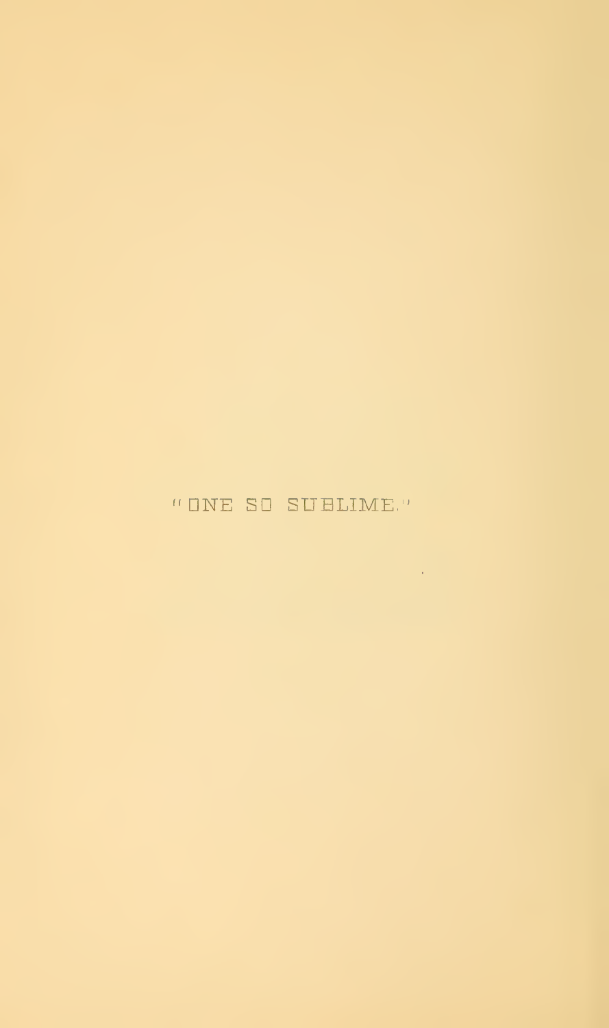"ONE SO SUBLIME."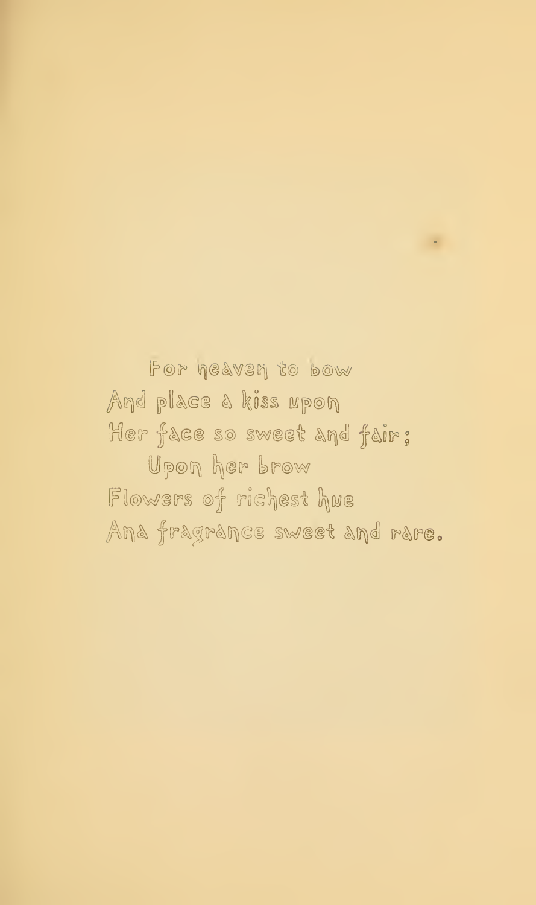For heaven to bow
And place a kiss upon
Her face so sweet and fair;
Upon her brow
Flowers of richest hue
And fragrance sweet and rare.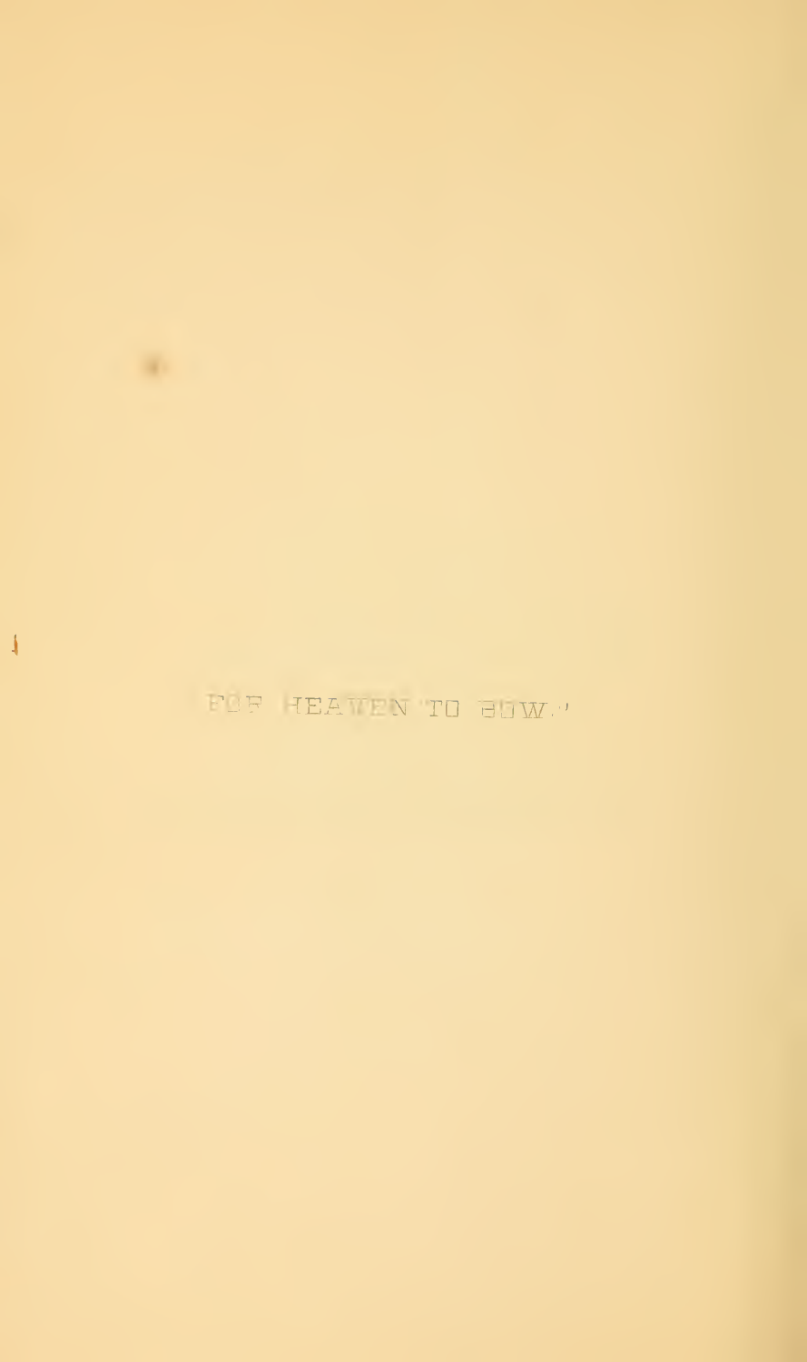"FOR HEAVEN TO BOW."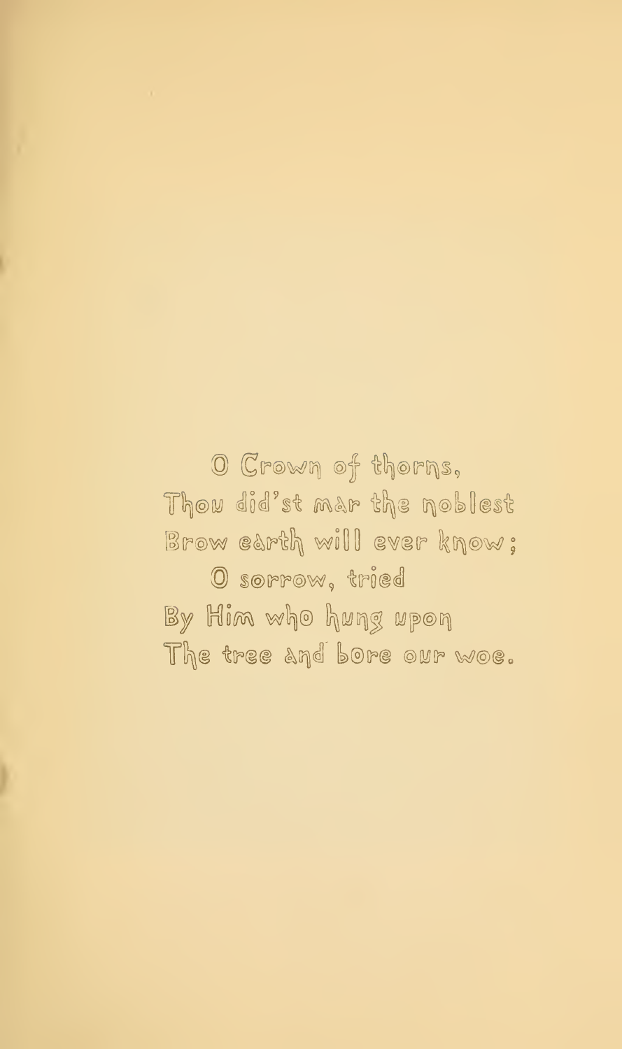O Crown of thorns,  
Thou did'st mar the noblest  
Brow earth will ever know;  
O sorrow, tried  
By Him who hung upon  
The tree and bore our woe.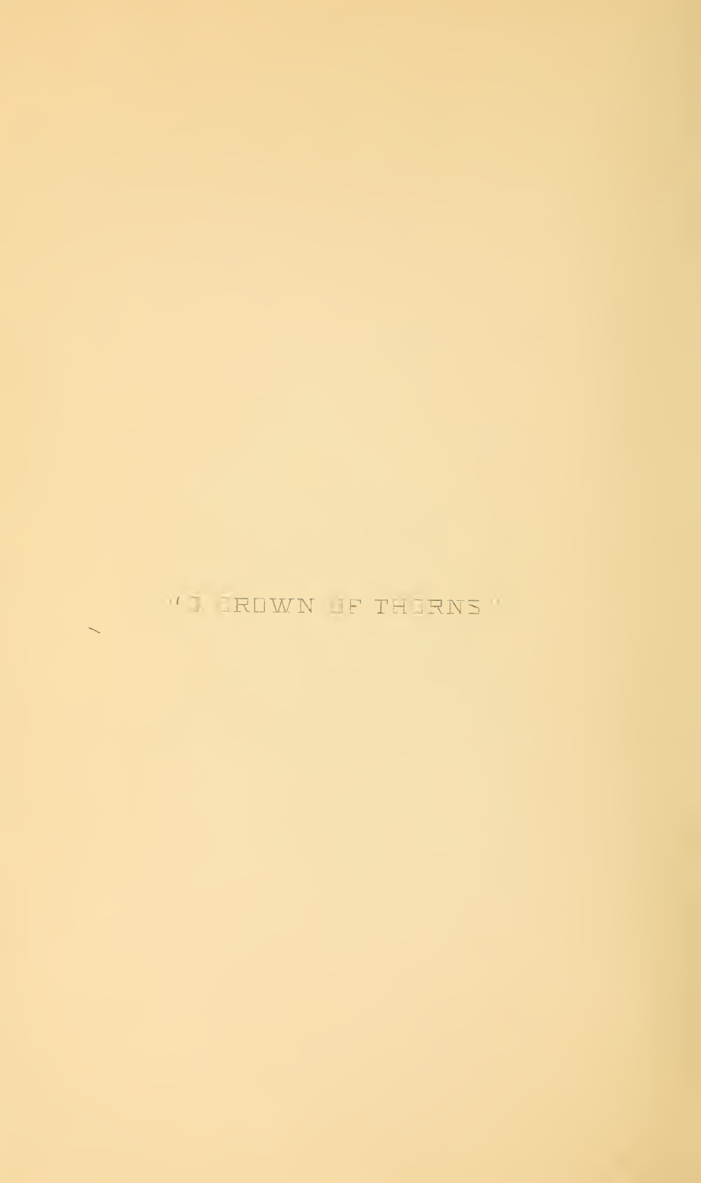"A CROWN OF THORNS"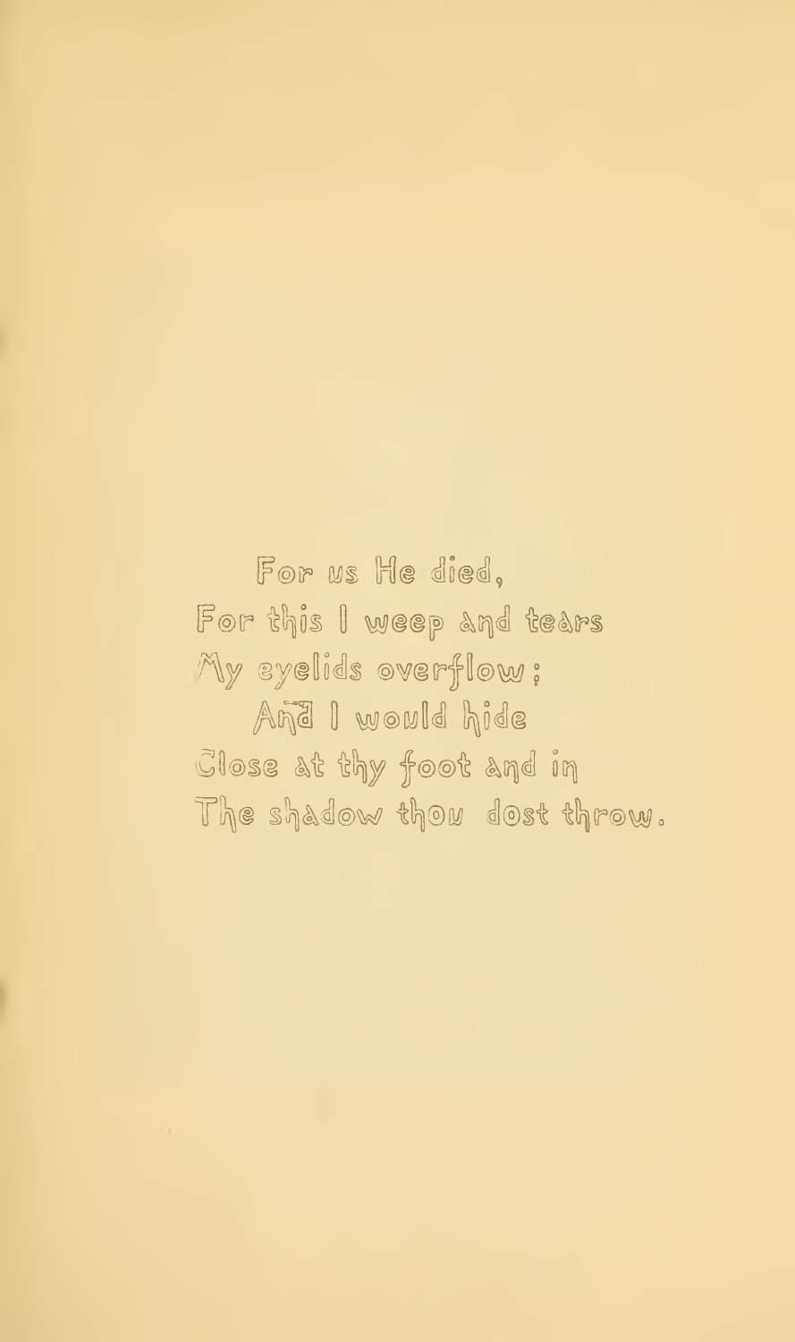For us He died,  
For this I weep and tears  
My eyelids overflow;  
And I would hide  
Close at thy foot and in  
The shadow thou dost throw.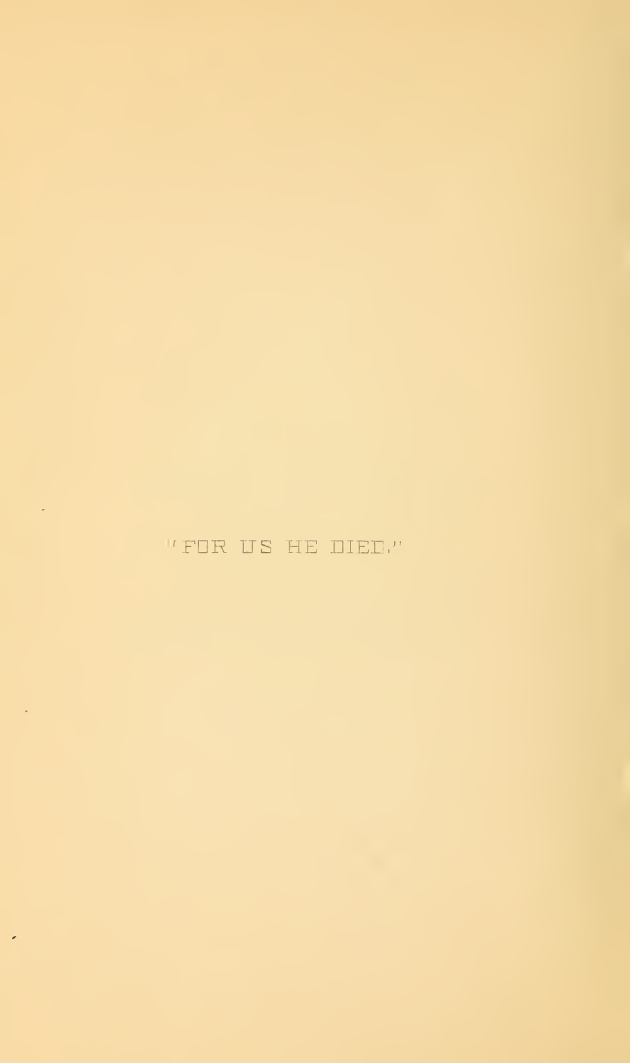"FOR US HE DIED."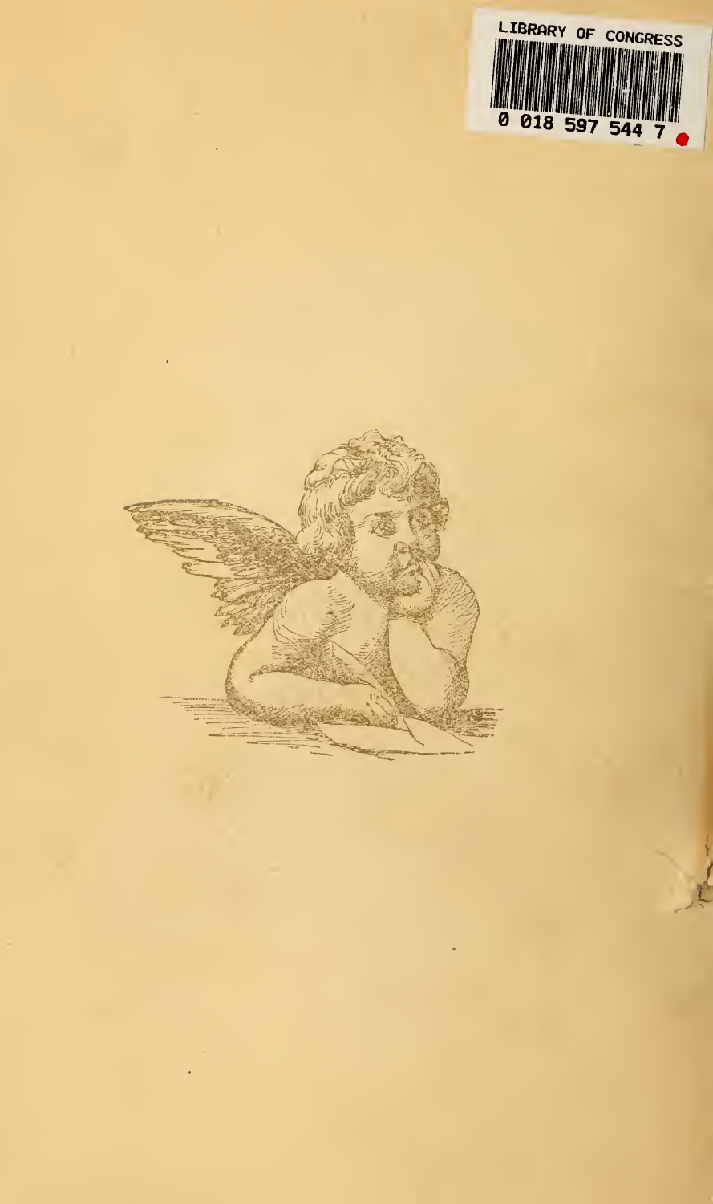LIBRARY OF CONGRESS

0 018 597 544 7